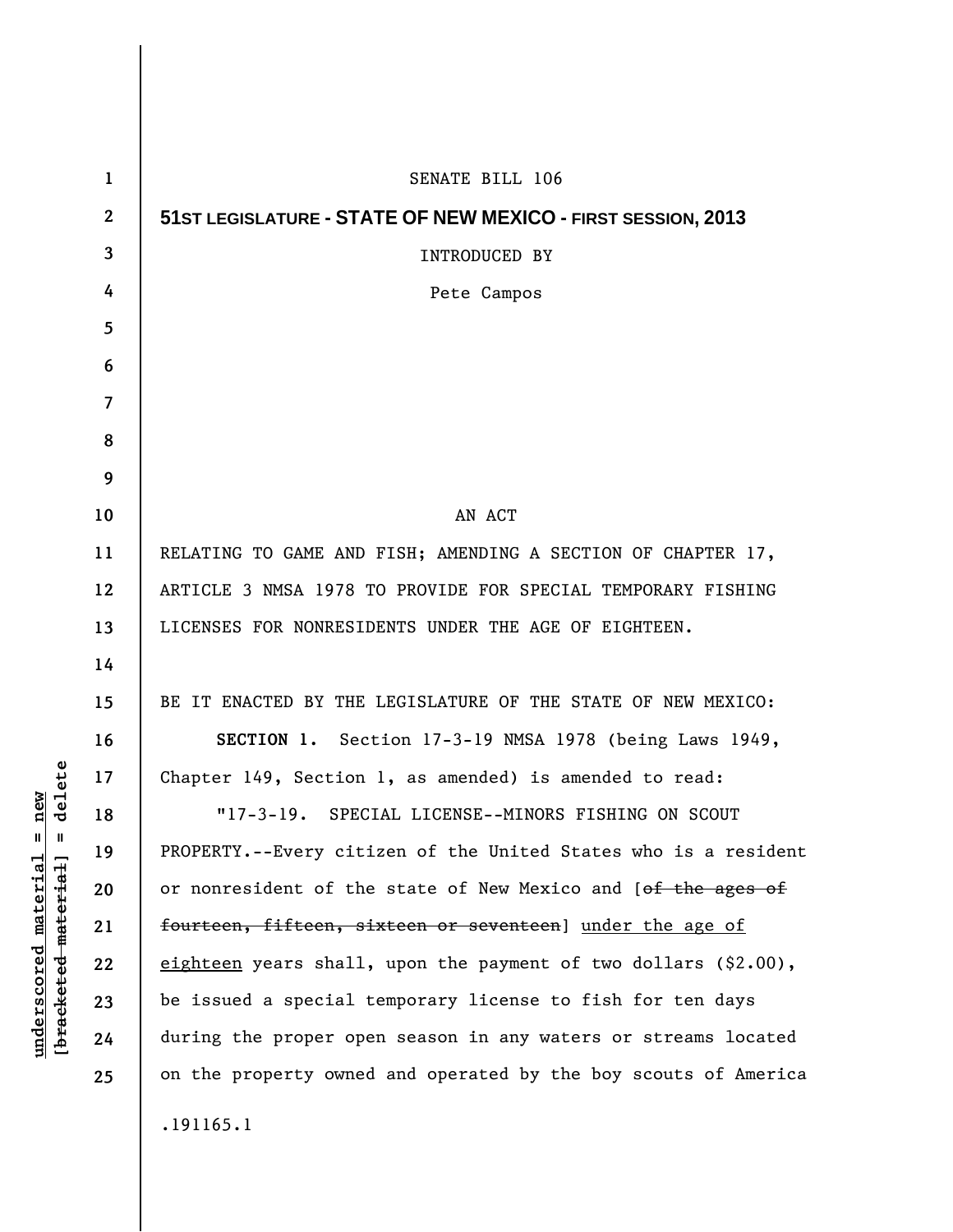SENATE BILL 106

**51ST LEGISLATURE - STATE OF NEW MEXICO - FIRST SESSION, 2013**

INTRODUCED BY

Pete Campos

AN ACT

RELATING TO GAME AND FISH; AMENDING A SECTION OF CHAPTER 17, ARTICLE 3 NMSA 1978 TO PROVIDE FOR SPECIAL TEMPORARY FISHING LICENSES FOR NONRESIDENTS UNDER THE AGE OF EIGHTEEN.

BE IT ENACTED BY THE LEGISLATURE OF THE STATE OF NEW MEXICO:

**SECTION 1.** Section 17-3-19 NMSA 1978 (being Laws 1949, Chapter 149, Section 1, as amended) is amended to read:

"17-3-19. SPECIAL LICENSE--MINORS FISHING ON SCOUT PROPERTY.--Every citizen of the United States who is a resident or nonresident of the state of New Mexico and [~~of the ages of fourteen, fifteen, sixteen or seventeen~~] <u>under the age of eighteen</u> years shall, upon the payment of two dollars ($2.00), be issued a special temporary license to fish for ten days during the proper open season in any waters or streams located on the property owned and operated by the boy scouts of America

.191165.1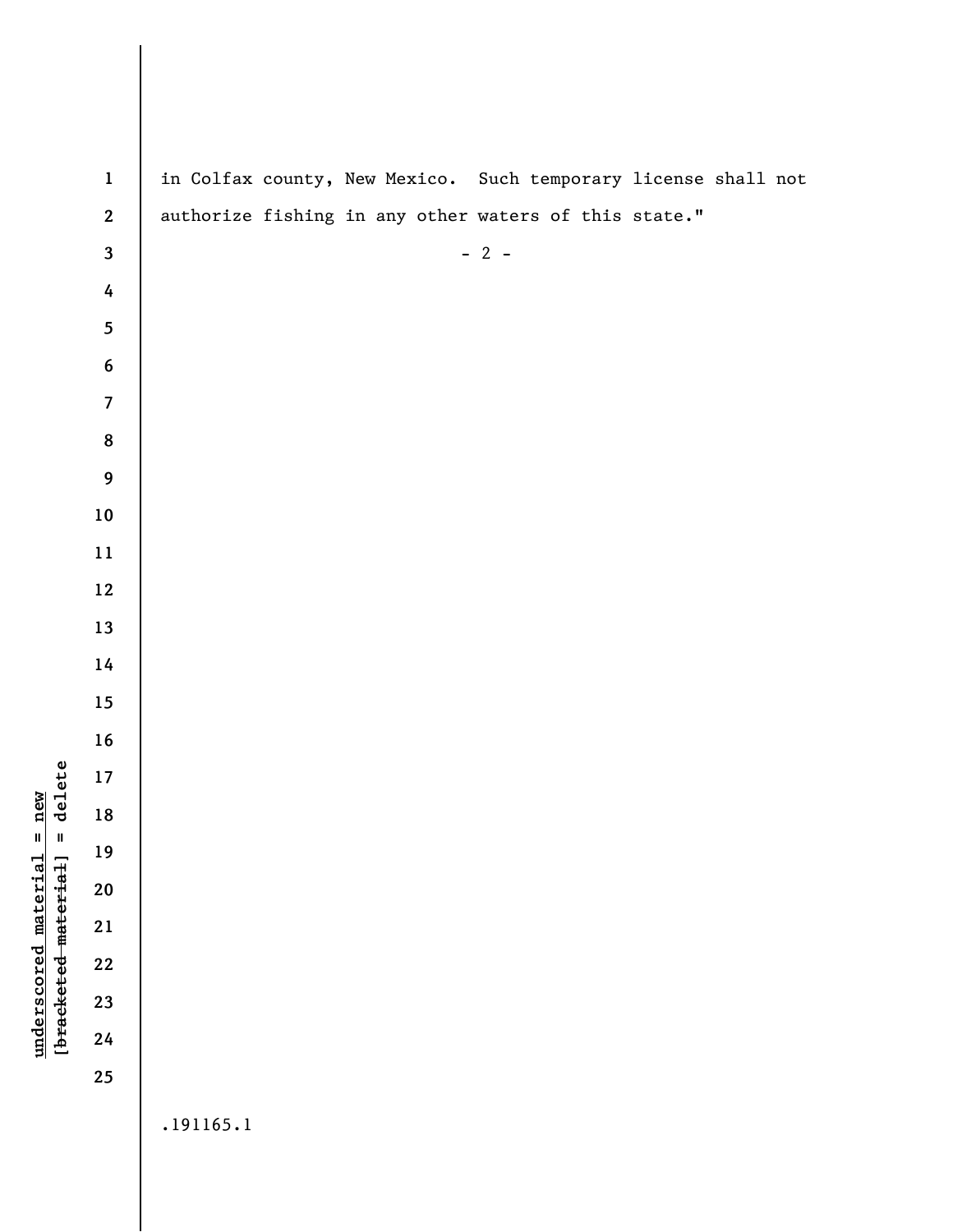in Colfax county, New Mexico. Such temporary license shall not authorize fishing in any other waters of this state."

.191165.1